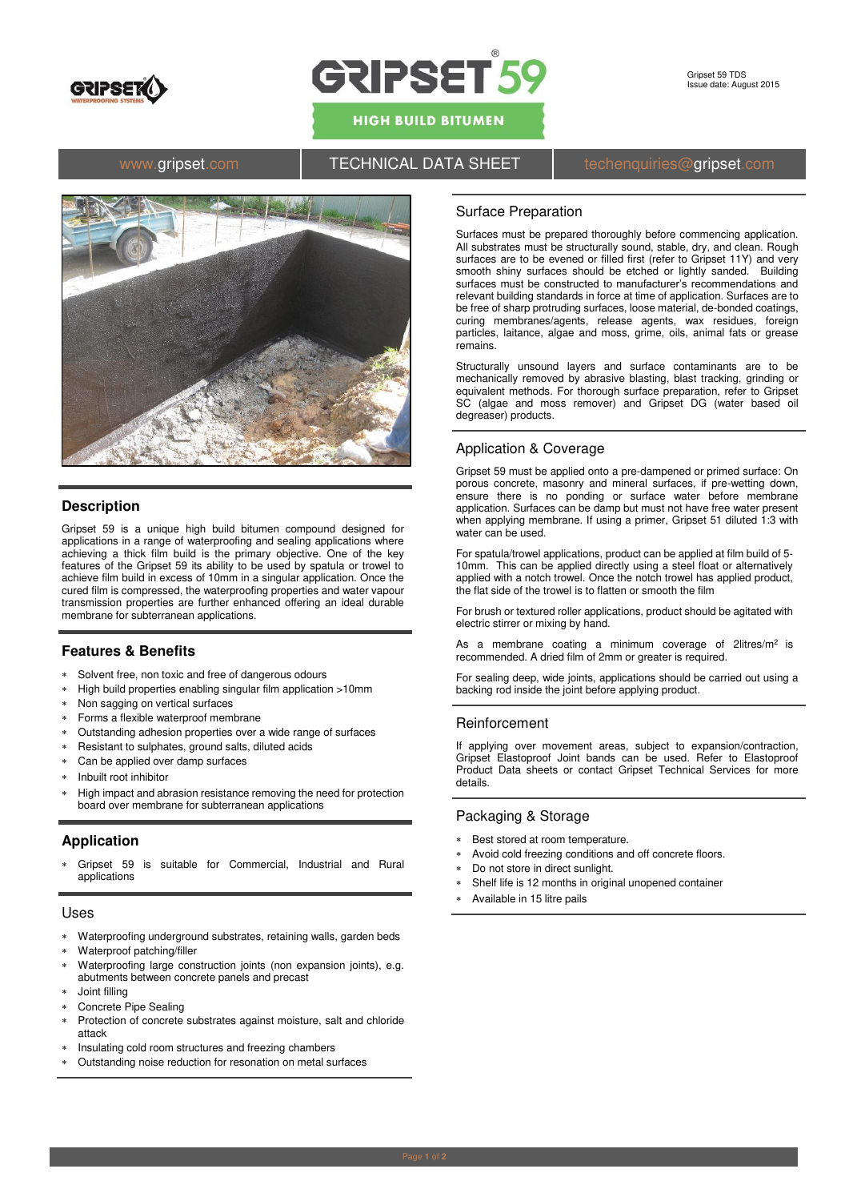# GRIPSET 59

HIGH BUILD BITUMEN

Gripset 59 TDS
Issue date: August 2015

www.gripset.com | TECHNICAL DATA SHEET | techenquiries@gripset.com

## Description

Gripset 59 is a unique high build bitumen compound designed for applications in a range of waterproofing and sealing applications where achieving a thick film build is the primary objective. One of the key features of the Gripset 59 its ability to be used by spatula or trowel to achieve film build in excess of 10mm in a singular application. Once the cured film is compressed, the waterproofing properties and water vapour transmission properties are further enhanced offering an ideal durable membrane for subterranean applications.

## Features & Benefits

* Solvent free, non toxic and free of dangerous odours
* High build properties enabling singular film application >10mm
* Non sagging on vertical surfaces
* Forms a flexible waterproof membrane
* Outstanding adhesion properties over a wide range of surfaces
* Resistant to sulphates, ground salts, diluted acids
* Can be applied over damp surfaces
* Inbuilt root inhibitor
* High impact and abrasion resistance removing the need for protection board over membrane for subterranean applications

## Application

* Gripset 59 is suitable for Commercial, Industrial and Rural applications

## Uses

* Waterproofing underground substrates, retaining walls, garden beds
* Waterproof patching/filler
* Waterproofing large construction joints (non expansion joints), e.g. abutments between concrete panels and precast
* Joint filling
* Concrete Pipe Sealing
* Protection of concrete substrates against moisture, salt and chloride attack
* Insulating cold room structures and freezing chambers
* Outstanding noise reduction for resonation on metal surfaces

## Surface Preparation

Surfaces must be prepared thoroughly before commencing application. All substrates must be structurally sound, stable, dry, and clean. Rough surfaces are to be evened or filled first (refer to Gripset 11Y) and very smooth shiny surfaces should be etched or lightly sanded. Building surfaces must be constructed to manufacturer's recommendations and relevant building standards in force at time of application. Surfaces are to be free of sharp protruding surfaces, loose material, de-bonded coatings, curing membranes/agents, release agents, wax residues, foreign particles, laitance, algae and moss, grime, oils, animal fats or grease remains.

Structurally unsound layers and surface contaminants are to be mechanically removed by abrasive blasting, blast tracking, grinding or equivalent methods. For thorough surface preparation, refer to Gripset SC (algae and moss remover) and Gripset DG (water based oil degreaser) products.

## Application & Coverage

Gripset 59 must be applied onto a pre-dampened or primed surface: On porous concrete, masonry and mineral surfaces, if pre-wetting down, ensure there is no ponding or surface water before membrane application. Surfaces can be damp but must not have free water present when applying membrane. If using a primer, Gripset 51 diluted 1:3 with water can be used.

For spatula/trowel applications, product can be applied at film build of 5-10mm. This can be applied directly using a steel float or alternatively applied with a notch trowel. Once the notch trowel has applied product, the flat side of the trowel is to flatten or smooth the film

For brush or textured roller applications, product should be agitated with electric stirrer or mixing by hand.

As a membrane coating a minimum coverage of 2litres/m$^2$ is recommended. A dried film of 2mm or greater is required.

For sealing deep, wide joints, applications should be carried out using a backing rod inside the joint before applying product.

## Reinforcement

If applying over movement areas, subject to expansion/contraction, Gripset Elastoproof Joint bands can be used. Refer to Elastoproof Product Data sheets or contact Gripset Technical Services for more details.

## Packaging & Storage

* Best stored at room temperature.
* Avoid cold freezing conditions and off concrete floors.
* Do not store in direct sunlight.
* Shelf life is 12 months in original unopened container
* Available in 15 litre pails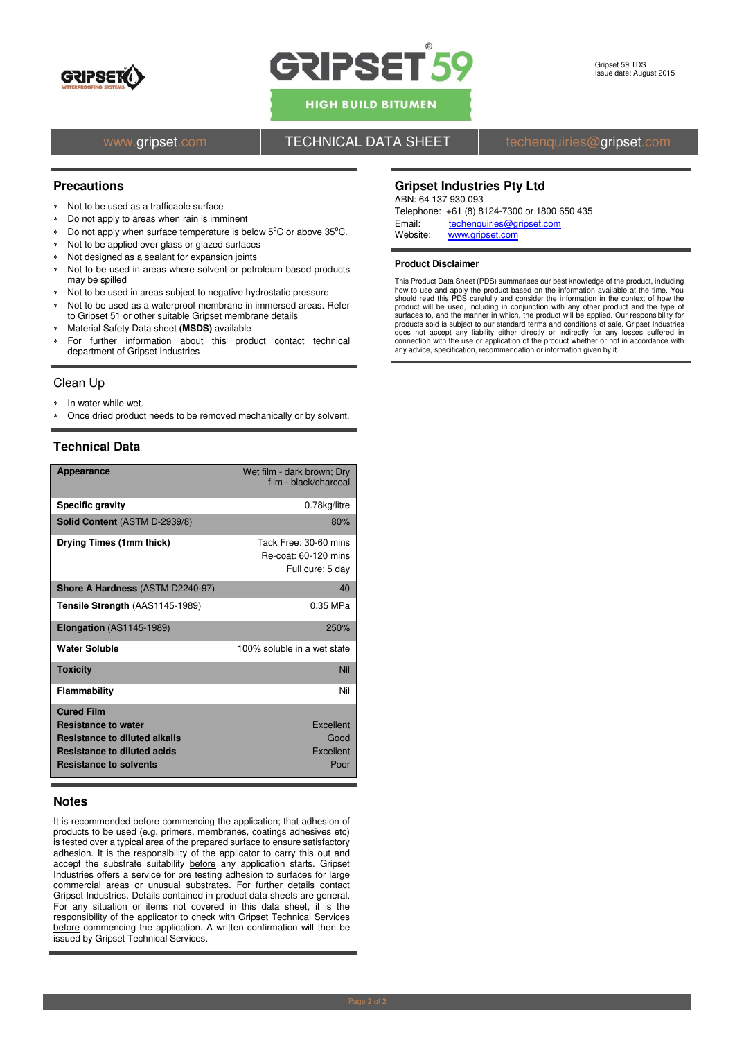# GRIPSET 59

HIGH BUILD BITUMEN

Gripset 59 TDS
Issue date: August 2015

www.gripset.com | TECHNICAL DATA SHEET | techenquiries@gripset.com

## Precautions

- Not to be used as a trafficable surface
- Do not apply to areas when rain is imminent
- Do not apply when surface temperature is below 5°C or above 35°C.
- Not to be applied over glass or glazed surfaces
- Not designed as a sealant for expansion joints
- Not to be used in areas where solvent or petroleum based products may be spilled
- Not to be used in areas subject to negative hydrostatic pressure
- Not to be used as a waterproof membrane in immersed areas. Refer to Gripset 51 or other suitable Gripset membrane details
- Material Safety Data sheet **(MSDS)** available
- For further information about this product contact technical department of Gripset Industries

## Clean Up

- In water while wet.
- Once dried product needs to be removed mechanically or by solvent.

## Technical Data

| | |
|---|---|
| **Appearance** | Wet film - dark brown; Dry film - black/charcoal |
| **Specific gravity** | 0.78kg/litre |
| **Solid Content** (ASTM D-2939/8) | 80% |
| **Drying Times (1mm thick)** | Tack Free: 30-60 mins<br>Re-coat: 60-120 mins<br>Full cure: 5 day |
| **Shore A Hardness** (ASTM D2240-97) | 40 |
| **Tensile Strength** (AAS1145-1989) | 0.35 MPa |
| **Elongation** (AS1145-1989) | 250% |
| **Water Soluble** | 100% soluble in a wet state |
| **Toxicity** | Nil |
| **Flammability** | Nil |
| **Cured Film** | |
| **Resistance to water** | Excellent |
| **Resistance to diluted alkalis** | Good |
| **Resistance to diluted acids** | Excellent |
| **Resistance to solvents** | Poor |

## Notes

It is recommended before commencing the application; that adhesion of products to be used (e.g. primers, membranes, coatings adhesives etc) is tested over a typical area of the prepared surface to ensure satisfactory adhesion. It is the responsibility of the applicator to carry this out and accept the substrate suitability before any application starts. Gripset Industries offers a service for pre testing adhesion to surfaces for large commercial areas or unusual substrates. For further details contact Gripset Industries. Details contained in product data sheets are general. For any situation or items not covered in this data sheet, it is the responsibility of the applicator to check with Gripset Technical Services before commencing the application. A written confirmation will then be issued by Gripset Technical Services.

## Gripset Industries Pty Ltd

ABN: 64 137 930 093
Telephone: +61 (8) 8124-7300 or 1800 650 435
Email: techenquiries@gripset.com
Website: www.gripset.com

### Product Disclaimer

This Product Data Sheet (PDS) summarises our best knowledge of the product, including how to use and apply the product based on the information available at the time. You should read this PDS carefully and consider the information in the context of how the product will be used, including in conjunction with any other product and the type of surfaces to, and the manner in which, the product will be applied. Our responsibility for products sold is subject to our standard terms and conditions of sale. Gripset Industries does not accept any liability either directly or indirectly for any losses suffered in connection with the use or application of the product whether or not in accordance with any advice, specification, recommendation or information given by it.